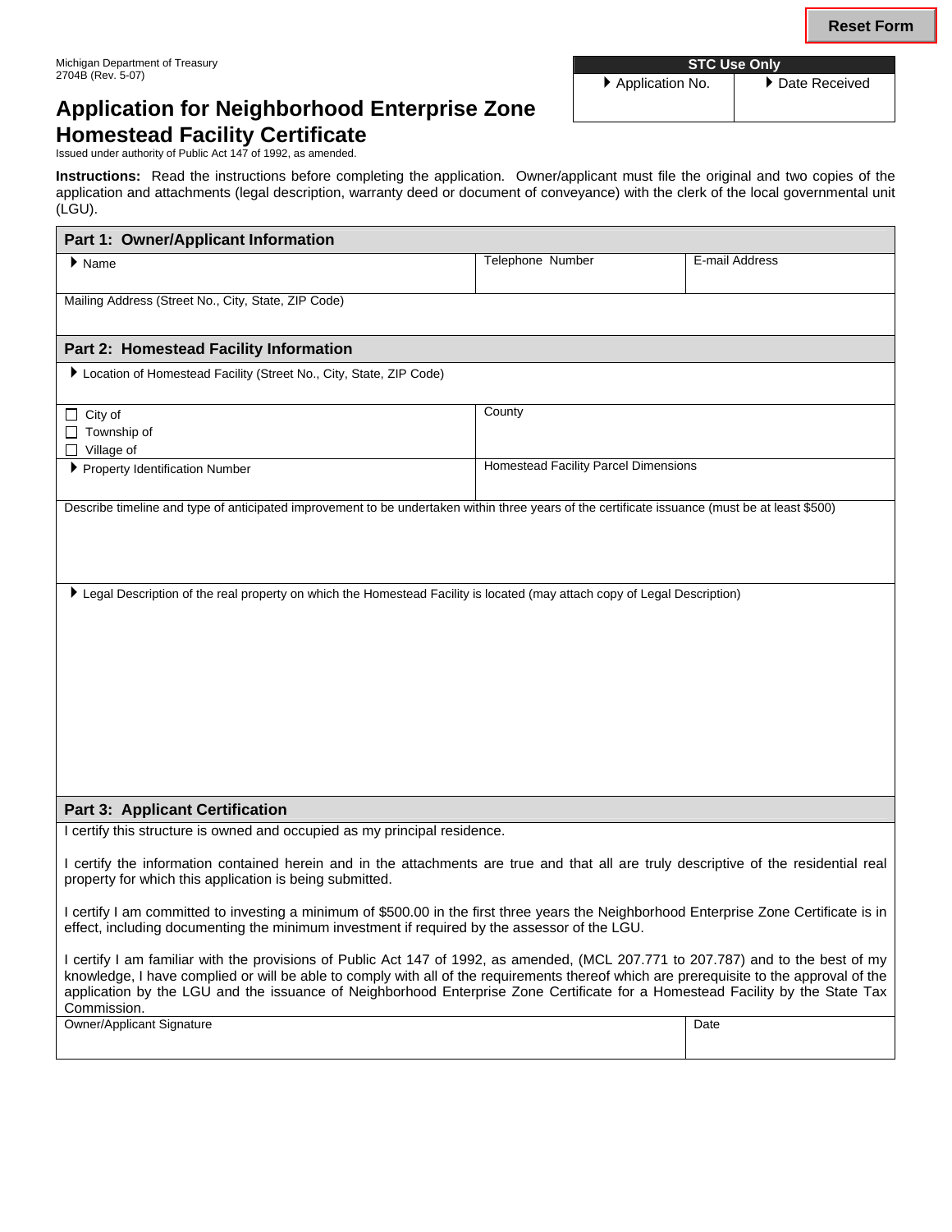Michigan Department of Treasury
2704B (Rev. 5-07)

# Application for Neighborhood Enterprise Zone Homestead Facility Certificate

Issued under authority of Public Act 147 of 1992, as amended.

| STC Use Only | |
|---|---|
| Application No. | Date Received |
| | |

**Instructions:** Read the instructions before completing the application. Owner/applicant must file the original and two copies of the application and attachments (legal description, warranty deed or document of conveyance) with the clerk of the local governmental unit (LGU).

## Part 1: Owner/Applicant Information

| Name | Telephone Number | E-mail Address |
|---|---|---|
| | | |

Mailing Address (Street No., City, State, ZIP Code)

## Part 2: Homestead Facility Information

Location of Homestead Facility (Street No., City, State, ZIP Code)

| ☐ City of<br>☐ Township of<br>☐ Village of | County |
|---|---|
| Property Identification Number | Homestead Facility Parcel Dimensions |

Describe timeline and type of anticipated improvement to be undertaken within three years of the certificate issuance (must be at least $500)

Legal Description of the real property on which the Homestead Facility is located (may attach copy of Legal Description)

## Part 3: Applicant Certification

I certify this structure is owned and occupied as my principal residence.

I certify the information contained herein and in the attachments are true and that all are truly descriptive of the residential real property for which this application is being submitted.

I certify I am committed to investing a minimum of $500.00 in the first three years the Neighborhood Enterprise Zone Certificate is in effect, including documenting the minimum investment if required by the assessor of the LGU.

I certify I am familiar with the provisions of Public Act 147 of 1992, as amended, (MCL 207.771 to 207.787) and to the best of my knowledge, I have complied or will be able to comply with all of the requirements thereof which are prerequisite to the approval of the application by the LGU and the issuance of Neighborhood Enterprise Zone Certificate for a Homestead Facility by the State Tax Commission.

| Owner/Applicant Signature | Date |
|---|---|
| | |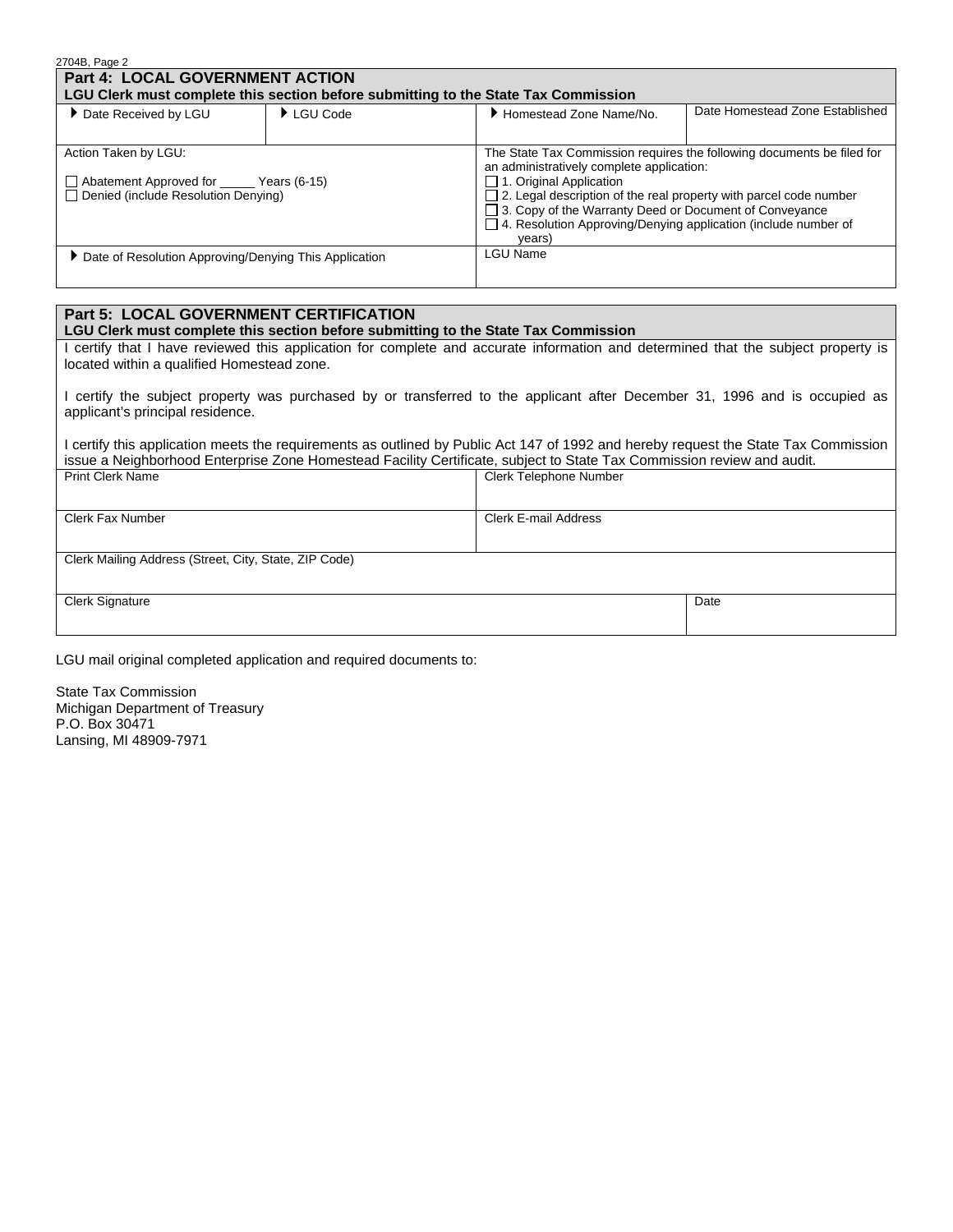2704B, Page 2

## Part 4: LOCAL GOVERNMENT ACTION

**LGU Clerk must complete this section before submitting to the State Tax Commission**

| ▶ Date Received by LGU | ▶ LGU Code | ▶ Homestead Zone Name/No. | Date Homestead Zone Established |
|---|---|---|---|
| | | | |

| Action Taken by LGU: | The State Tax Commission requires the following documents be filed for an administratively complete application: |
|---|---|
| ☐ Abatement Approved for _____ Years (6-15)<br>☐ Denied (include Resolution Denying) | ☐ 1. Original Application<br>☐ 2. Legal description of the real property with parcel code number<br>☐ 3. Copy of the Warranty Deed or Document of Conveyance<br>☐ 4. Resolution Approving/Denying application (include number of years) |
| ▶ Date of Resolution Approving/Denying This Application | LGU Name |

## Part 5: LOCAL GOVERNMENT CERTIFICATION

**LGU Clerk must complete this section before submitting to the State Tax Commission**

I certify that I have reviewed this application for complete and accurate information and determined that the subject property is located within a qualified Homestead zone.

I certify the subject property was purchased by or transferred to the applicant after December 31, 1996 and is occupied as applicant's principal residence.

I certify this application meets the requirements as outlined by Public Act 147 of 1992 and hereby request the State Tax Commission issue a Neighborhood Enterprise Zone Homestead Facility Certificate, subject to State Tax Commission review and audit.

| Print Clerk Name | Clerk Telephone Number |
|---|---|
| Clerk Fax Number | Clerk E-mail Address |
| Clerk Mailing Address (Street, City, State, ZIP Code) | |
| Clerk Signature | Date |

LGU mail original completed application and required documents to:

State Tax Commission
Michigan Department of Treasury
P.O. Box 30471
Lansing, MI 48909-7971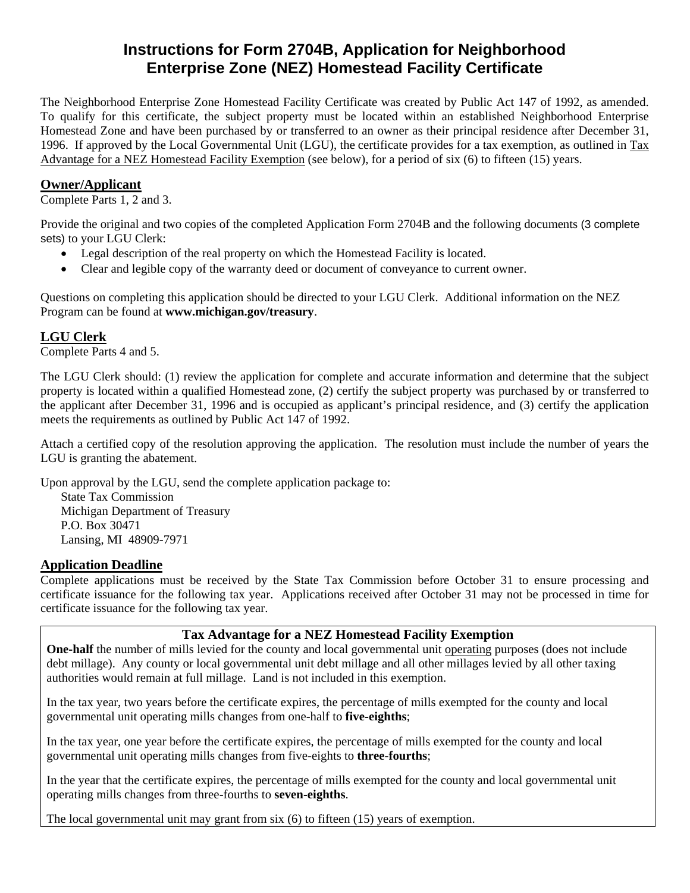# Instructions for Form 2704B, Application for Neighborhood Enterprise Zone (NEZ) Homestead Facility Certificate

The Neighborhood Enterprise Zone Homestead Facility Certificate was created by Public Act 147 of 1992, as amended. To qualify for this certificate, the subject property must be located within an established Neighborhood Enterprise Homestead Zone and have been purchased by or transferred to an owner as their principal residence after December 31, 1996. If approved by the Local Governmental Unit (LGU), the certificate provides for a tax exemption, as outlined in Tax Advantage for a NEZ Homestead Facility Exemption (see below), for a period of six (6) to fifteen (15) years.

## Owner/Applicant

Complete Parts 1, 2 and 3.

Provide the original and two copies of the completed Application Form 2704B and the following documents (3 complete sets) to your LGU Clerk:

- Legal description of the real property on which the Homestead Facility is located.
- Clear and legible copy of the warranty deed or document of conveyance to current owner.

Questions on completing this application should be directed to your LGU Clerk. Additional information on the NEZ Program can be found at **www.michigan.gov/treasury**.

## LGU Clerk

Complete Parts 4 and 5.

The LGU Clerk should: (1) review the application for complete and accurate information and determine that the subject property is located within a qualified Homestead zone, (2) certify the subject property was purchased by or transferred to the applicant after December 31, 1996 and is occupied as applicant's principal residence, and (3) certify the application meets the requirements as outlined by Public Act 147 of 1992.

Attach a certified copy of the resolution approving the application. The resolution must include the number of years the LGU is granting the abatement.

Upon approval by the LGU, send the complete application package to:

State Tax Commission
Michigan Department of Treasury
P.O. Box 30471
Lansing, MI 48909-7971

## Application Deadline

Complete applications must be received by the State Tax Commission before October 31 to ensure processing and certificate issuance for the following tax year. Applications received after October 31 may not be processed in time for certificate issuance for the following tax year.

### Tax Advantage for a NEZ Homestead Facility Exemption

**One-half** the number of mills levied for the county and local governmental unit operating purposes (does not include debt millage). Any county or local governmental unit debt millage and all other millages levied by all other taxing authorities would remain at full millage. Land is not included in this exemption.

In the tax year, two years before the certificate expires, the percentage of mills exempted for the county and local governmental unit operating mills changes from one-half to **five-eighths**;

In the tax year, one year before the certificate expires, the percentage of mills exempted for the county and local governmental unit operating mills changes from five-eights to **three-fourths**;

In the year that the certificate expires, the percentage of mills exempted for the county and local governmental unit operating mills changes from three-fourths to **seven-eighths**.

The local governmental unit may grant from six (6) to fifteen (15) years of exemption.